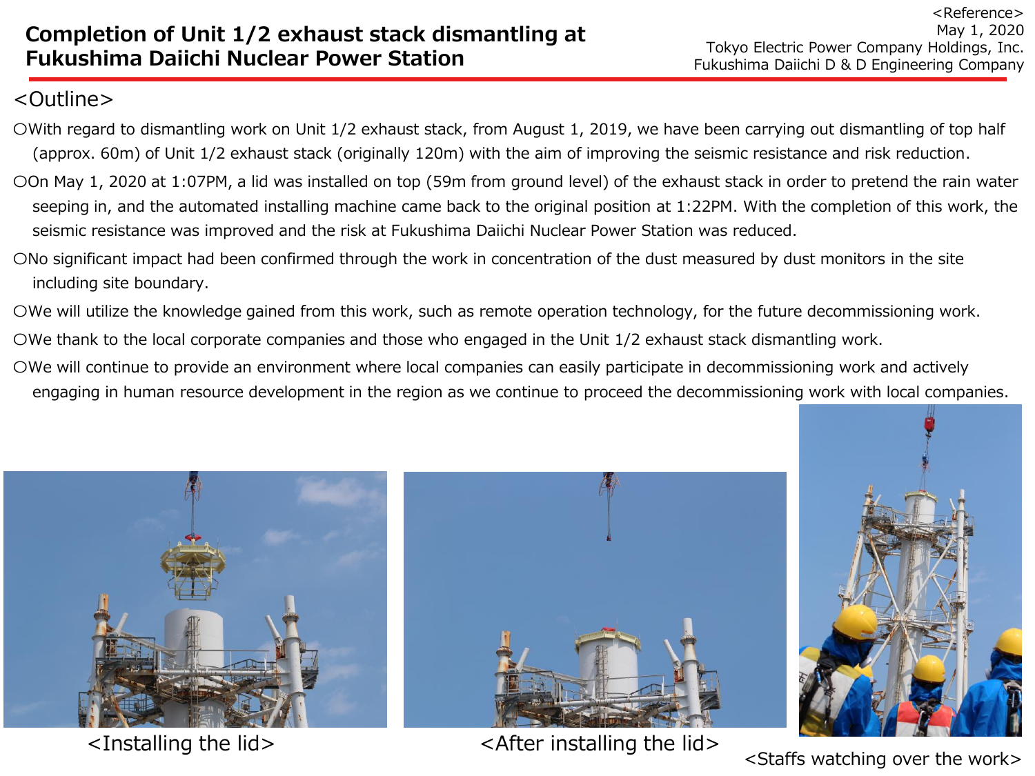<Reference>
May 1, 2020
Tokyo Electric Power Company Holdings, Inc.
Fukushima Daiichi D & D Engineering Company

# Completion of Unit 1/2 exhaust stack dismantling at Fukushima Daiichi Nuclear Power Station

## <Outline>

- With regard to dismantling work on Unit 1/2 exhaust stack, from August 1, 2019, we have been carrying out dismantling of top half (approx. 60m) of Unit 1/2 exhaust stack (originally 120m) with the aim of improving the seismic resistance and risk reduction.
- On May 1, 2020 at 1:07PM, a lid was installed on top (59m from ground level) of the exhaust stack in order to pretend the rain water seeping in, and the automated installing machine came back to the original position at 1:22PM. With the completion of this work, the seismic resistance was improved and the risk at Fukushima Daiichi Nuclear Power Station was reduced.
- No significant impact had been confirmed through the work in concentration of the dust measured by dust monitors in the site including site boundary.
- We will utilize the knowledge gained from this work, such as remote operation technology, for the future decommissioning work.
- We thank to the local corporate companies and those who engaged in the Unit 1/2 exhaust stack dismantling work.
- We will continue to provide an environment where local companies can easily participate in decommissioning work and actively engaging in human resource development in the region as we continue to proceed the decommissioning work with local companies.

<Installing the lid>

<After installing the lid>

<Staffs watching over the work>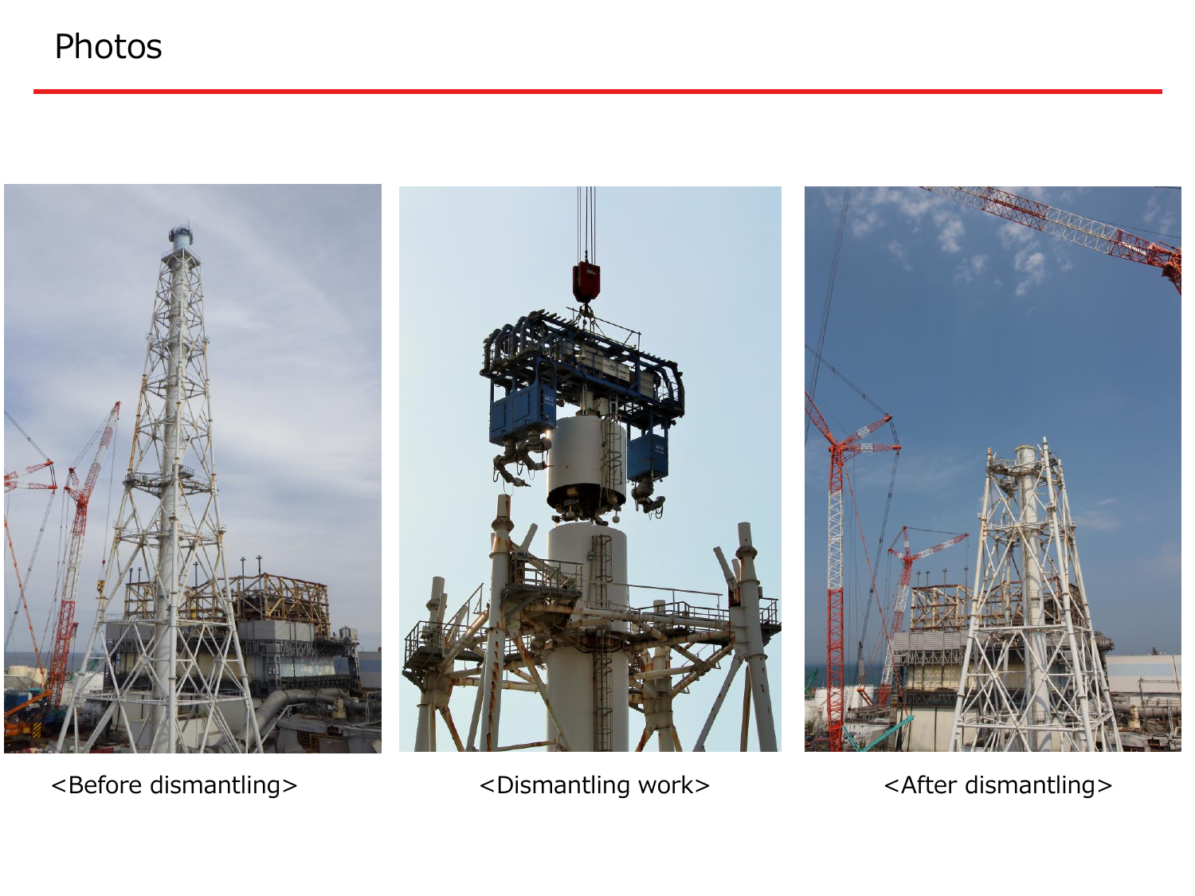# Photos

<Before dismantling>

<Dismantling work>

<After dismantling>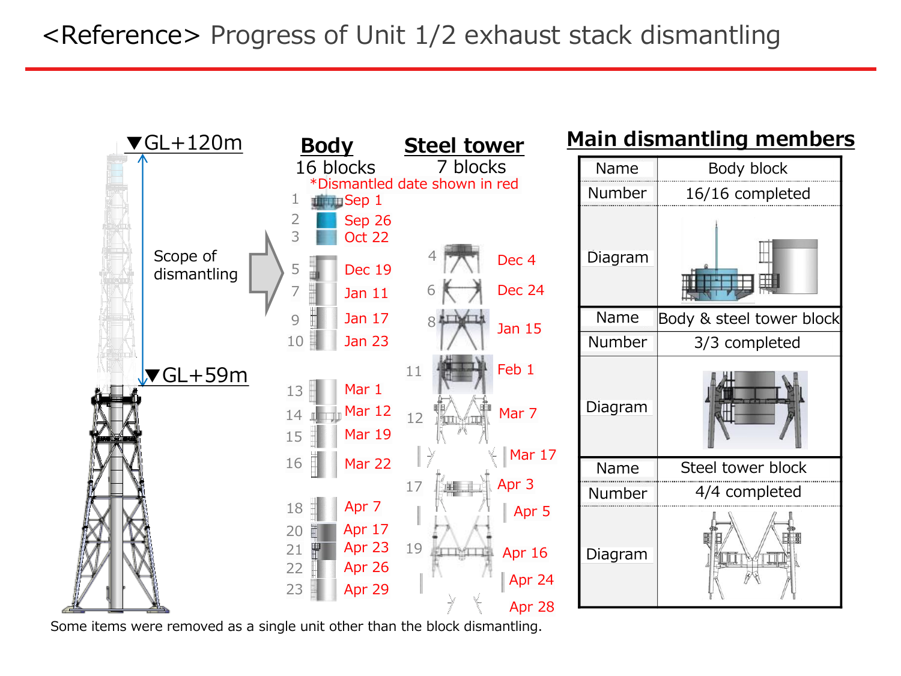# <Reference> Progress of Unit 1/2 exhaust stack dismantling

▼GL+120m

Scope of dismantling

▼GL+59m

**Body**
16 blocks

**Steel tower**
7 blocks

*Dismantled date shown in red

1 Sep 1
2 Sep 26
3 Oct 22
4 Dec 4
5 Dec 19
6 Dec 24
7 Jan 11
8 Jan 15
9 Jan 17
10 Jan 23
11 Feb 1
13 Mar 1
12 Mar 7
14 Mar 12
Mar 17
15 Mar 19
16 Mar 22
17 Apr 3
Apr 5
18 Apr 7
19 Apr 16
20 Apr 17
21 Apr 23
Apr 24
22 Apr 26
Apr 28
23 Apr 29

## Main dismantling members

| | |
|---|---|
| Name | Body block |
| Number | 16/16 completed |
| Diagram | |
| Name | Body & steel tower block |
| Number | 3/3 completed |
| Diagram | |
| Name | Steel tower block |
| Number | 4/4 completed |
| Diagram | |

Some items were removed as a single unit other than the block dismantling.